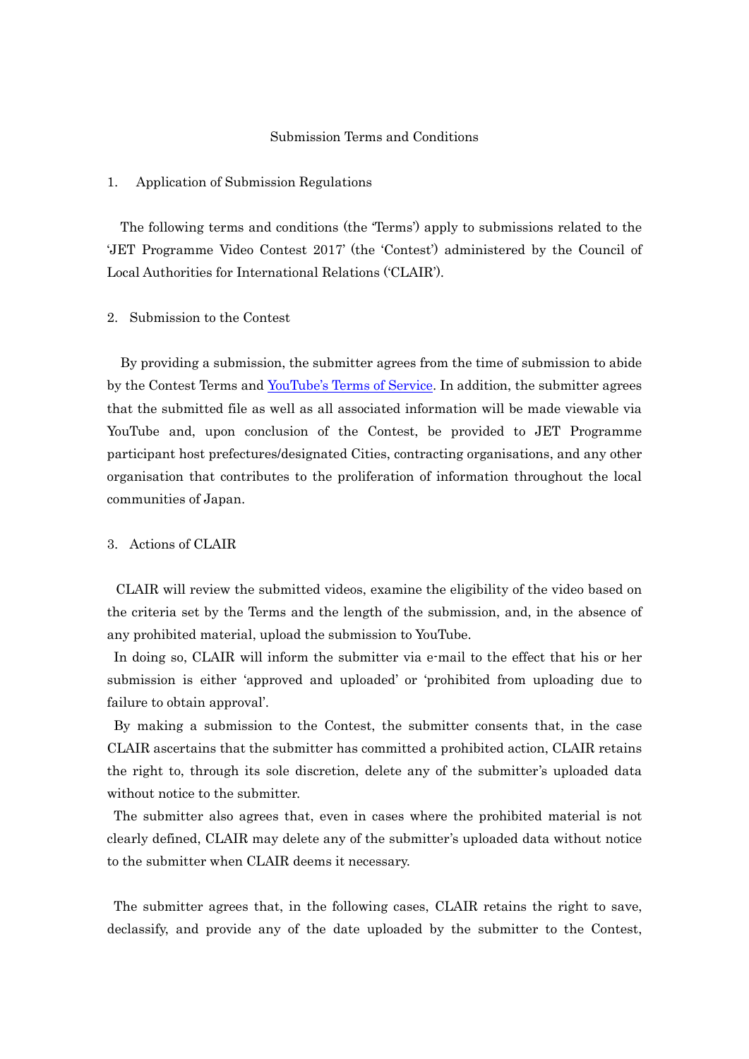# Submission Terms and Conditions

## 1. Application of Submission Regulations

The following terms and conditions (the 'Terms') apply to submissions related to the 'JET Programme Video Contest 2017' (the 'Contest') administered by the Council of Local Authorities for International Relations ('CLAIR').

## 2. Submission to the Contest

By providing a submission, the submitter agrees from the time of submission to abide by the Contest Terms and YouTube's Terms of Service. In addition, the submitter agrees that the submitted file as well as all associated information will be made viewable via YouTube and, upon conclusion of the Contest, be provided to JET Programme participant host prefectures/designated Cities, contracting organisations, and any other organisation that contributes to the proliferation of information throughout the local communities of Japan.

## 3. Actions of CLAIR

CLAIR will review the submitted videos, examine the eligibility of the video based on the criteria set by the Terms and the length of the submission, and, in the absence of any prohibited material, upload the submission to YouTube.

In doing so, CLAIR will inform the submitter via e-mail to the effect that his or her submission is either 'approved and uploaded' or 'prohibited from uploading due to failure to obtain approval'.

By making a submission to the Contest, the submitter consents that, in the case CLAIR ascertains that the submitter has committed a prohibited action, CLAIR retains the right to, through its sole discretion, delete any of the submitter's uploaded data without notice to the submitter.

The submitter also agrees that, even in cases where the prohibited material is not clearly defined, CLAIR may delete any of the submitter's uploaded data without notice to the submitter when CLAIR deems it necessary.

The submitter agrees that, in the following cases, CLAIR retains the right to save, declassify, and provide any of the date uploaded by the submitter to the Contest,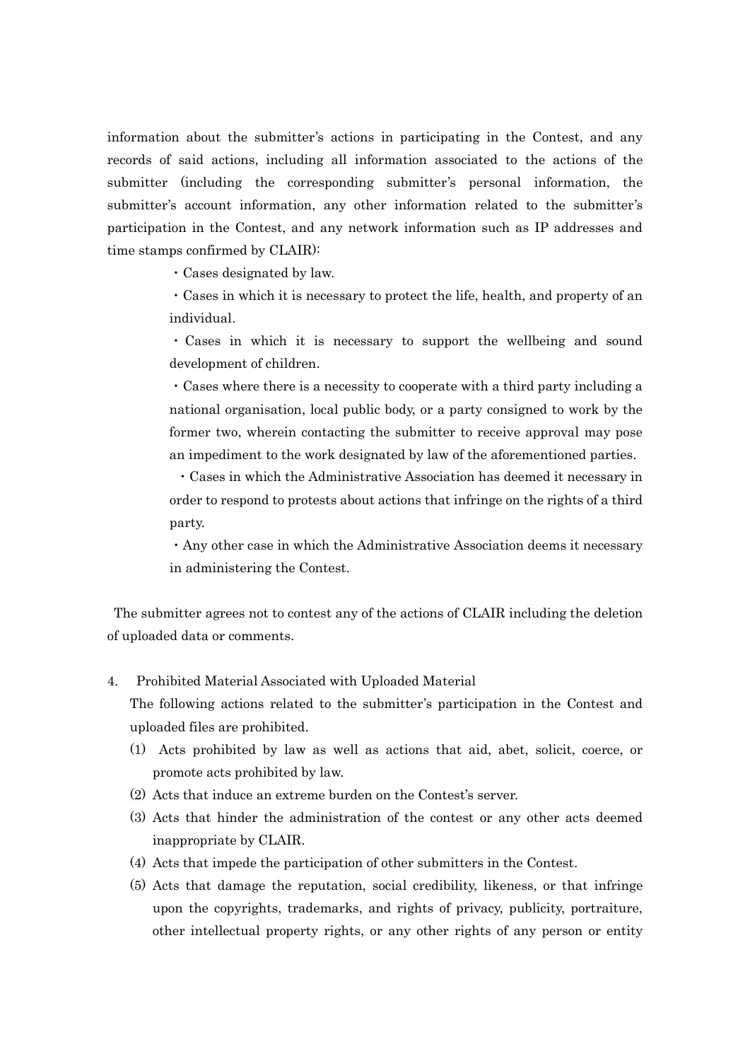information about the submitter's actions in participating in the Contest, and any records of said actions, including all information associated to the actions of the submitter (including the corresponding submitter's personal information, the submitter's account information, any other information related to the submitter's participation in the Contest, and any network information such as IP addresses and time stamps confirmed by CLAIR):

- Cases designated by law.
- Cases in which it is necessary to protect the life, health, and property of an individual.
- Cases in which it is necessary to support the wellbeing and sound development of children.
- Cases where there is a necessity to cooperate with a third party including a national organisation, local public body, or a party consigned to work by the former two, wherein contacting the submitter to receive approval may pose an impediment to the work designated by law of the aforementioned parties.
- Cases in which the Administrative Association has deemed it necessary in order to respond to protests about actions that infringe on the rights of a third party.
- Any other case in which the Administrative Association deems it necessary in administering the Contest.

The submitter agrees not to contest any of the actions of CLAIR including the deletion of uploaded data or comments.

4. Prohibited Material Associated with Uploaded Material

   The following actions related to the submitter's participation in the Contest and uploaded files are prohibited.

   (1) Acts prohibited by law as well as actions that aid, abet, solicit, coerce, or promote acts prohibited by law.
   (2) Acts that induce an extreme burden on the Contest's server.
   (3) Acts that hinder the administration of the contest or any other acts deemed inappropriate by CLAIR.
   (4) Acts that impede the participation of other submitters in the Contest.
   (5) Acts that damage the reputation, social credibility, likeness, or that infringe upon the copyrights, trademarks, and rights of privacy, publicity, portraiture, other intellectual property rights, or any other rights of any person or entity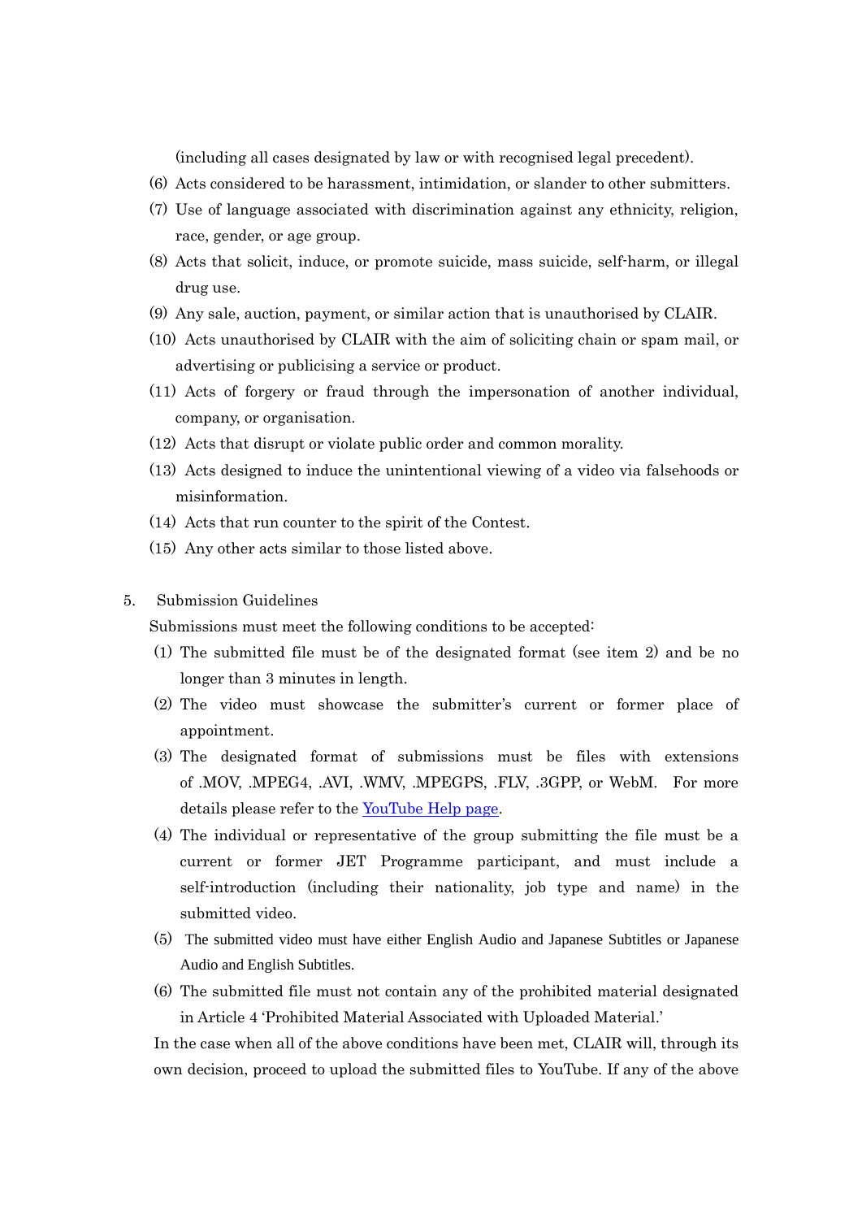(including all cases designated by law or with recognised legal precedent).

(6) Acts considered to be harassment, intimidation, or slander to other submitters.

(7) Use of language associated with discrimination against any ethnicity, religion, race, gender, or age group.

(8) Acts that solicit, induce, or promote suicide, mass suicide, self-harm, or illegal drug use.

(9) Any sale, auction, payment, or similar action that is unauthorised by CLAIR.

(10) Acts unauthorised by CLAIR with the aim of soliciting chain or spam mail, or advertising or publicising a service or product.

(11) Acts of forgery or fraud through the impersonation of another individual, company, or organisation.

(12) Acts that disrupt or violate public order and common morality.

(13) Acts designed to induce the unintentional viewing of a video via falsehoods or misinformation.

(14) Acts that run counter to the spirit of the Contest.

(15) Any other acts similar to those listed above.

5. Submission Guidelines

Submissions must meet the following conditions to be accepted:

(1) The submitted file must be of the designated format (see item 2) and be no longer than 3 minutes in length.

(2) The video must showcase the submitter's current or former place of appointment.

(3) The designated format of submissions must be files with extensions of .MOV, .MPEG4, .AVI, .WMV, .MPEGPS, .FLV, .3GPP, or WebM. For more details please refer to the [YouTube Help page](YouTube Help page).

(4) The individual or representative of the group submitting the file must be a current or former JET Programme participant, and must include a self-introduction (including their nationality, job type and name) in the submitted video.

(5) The submitted video must have either English Audio and Japanese Subtitles or Japanese Audio and English Subtitles.

(6) The submitted file must not contain any of the prohibited material designated in Article 4 'Prohibited Material Associated with Uploaded Material.'

In the case when all of the above conditions have been met, CLAIR will, through its own decision, proceed to upload the submitted files to YouTube. If any of the above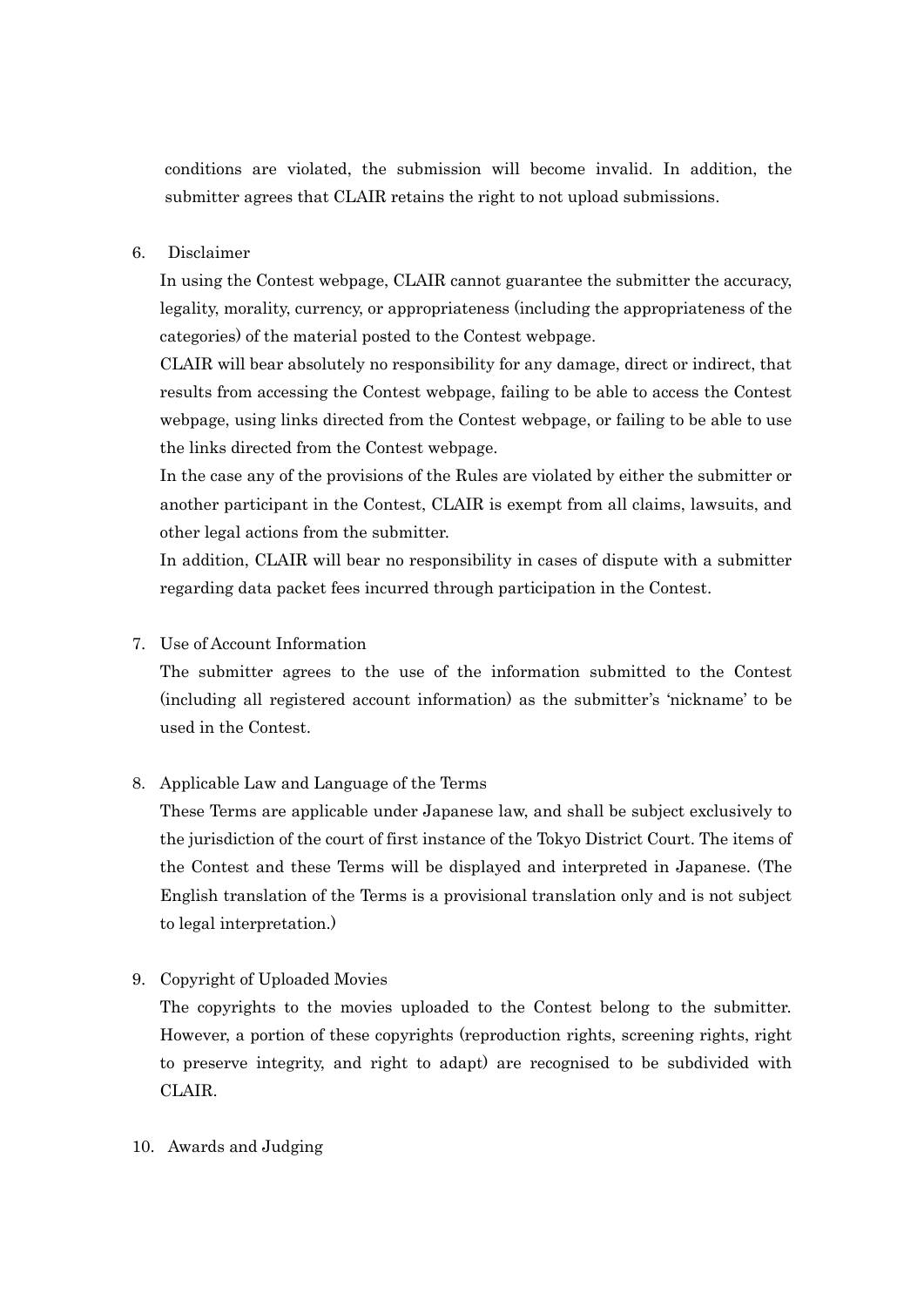conditions are violated, the submission will become invalid. In addition, the submitter agrees that CLAIR retains the right to not upload submissions.

6. Disclaimer

In using the Contest webpage, CLAIR cannot guarantee the submitter the accuracy, legality, morality, currency, or appropriateness (including the appropriateness of the categories) of the material posted to the Contest webpage.

CLAIR will bear absolutely no responsibility for any damage, direct or indirect, that results from accessing the Contest webpage, failing to be able to access the Contest webpage, using links directed from the Contest webpage, or failing to be able to use the links directed from the Contest webpage.

In the case any of the provisions of the Rules are violated by either the submitter or another participant in the Contest, CLAIR is exempt from all claims, lawsuits, and other legal actions from the submitter.

In addition, CLAIR will bear no responsibility in cases of dispute with a submitter regarding data packet fees incurred through participation in the Contest.

7. Use of Account Information

The submitter agrees to the use of the information submitted to the Contest (including all registered account information) as the submitter's 'nickname' to be used in the Contest.

8. Applicable Law and Language of the Terms

These Terms are applicable under Japanese law, and shall be subject exclusively to the jurisdiction of the court of first instance of the Tokyo District Court. The items of the Contest and these Terms will be displayed and interpreted in Japanese. (The English translation of the Terms is a provisional translation only and is not subject to legal interpretation.)

9. Copyright of Uploaded Movies

The copyrights to the movies uploaded to the Contest belong to the submitter. However, a portion of these copyrights (reproduction rights, screening rights, right to preserve integrity, and right to adapt) are recognised to be subdivided with CLAIR.

10. Awards and Judging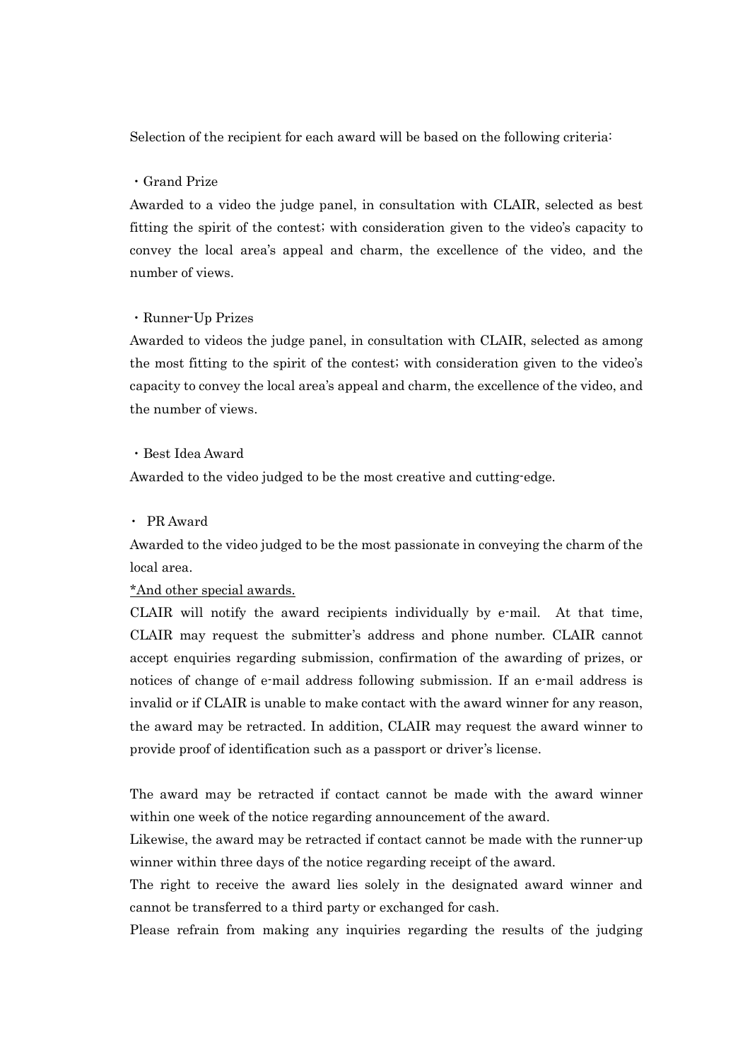Selection of the recipient for each award will be based on the following criteria:

・Grand Prize

Awarded to a video the judge panel, in consultation with CLAIR, selected as best fitting the spirit of the contest; with consideration given to the video's capacity to convey the local area's appeal and charm, the excellence of the video, and the number of views.

・Runner-Up Prizes

Awarded to videos the judge panel, in consultation with CLAIR, selected as among the most fitting to the spirit of the contest; with consideration given to the video's capacity to convey the local area's appeal and charm, the excellence of the video, and the number of views.

・Best Idea Award

Awarded to the video judged to be the most creative and cutting-edge.

・ PR Award

Awarded to the video judged to be the most passionate in conveying the charm of the local area.

*And other special awards.

CLAIR will notify the award recipients individually by e-mail. At that time, CLAIR may request the submitter's address and phone number. CLAIR cannot accept enquiries regarding submission, confirmation of the awarding of prizes, or notices of change of e-mail address following submission. If an e-mail address is invalid or if CLAIR is unable to make contact with the award winner for any reason, the award may be retracted. In addition, CLAIR may request the award winner to provide proof of identification such as a passport or driver's license.

The award may be retracted if contact cannot be made with the award winner within one week of the notice regarding announcement of the award.

Likewise, the award may be retracted if contact cannot be made with the runner-up winner within three days of the notice regarding receipt of the award.

The right to receive the award lies solely in the designated award winner and cannot be transferred to a third party or exchanged for cash.

Please refrain from making any inquiries regarding the results of the judging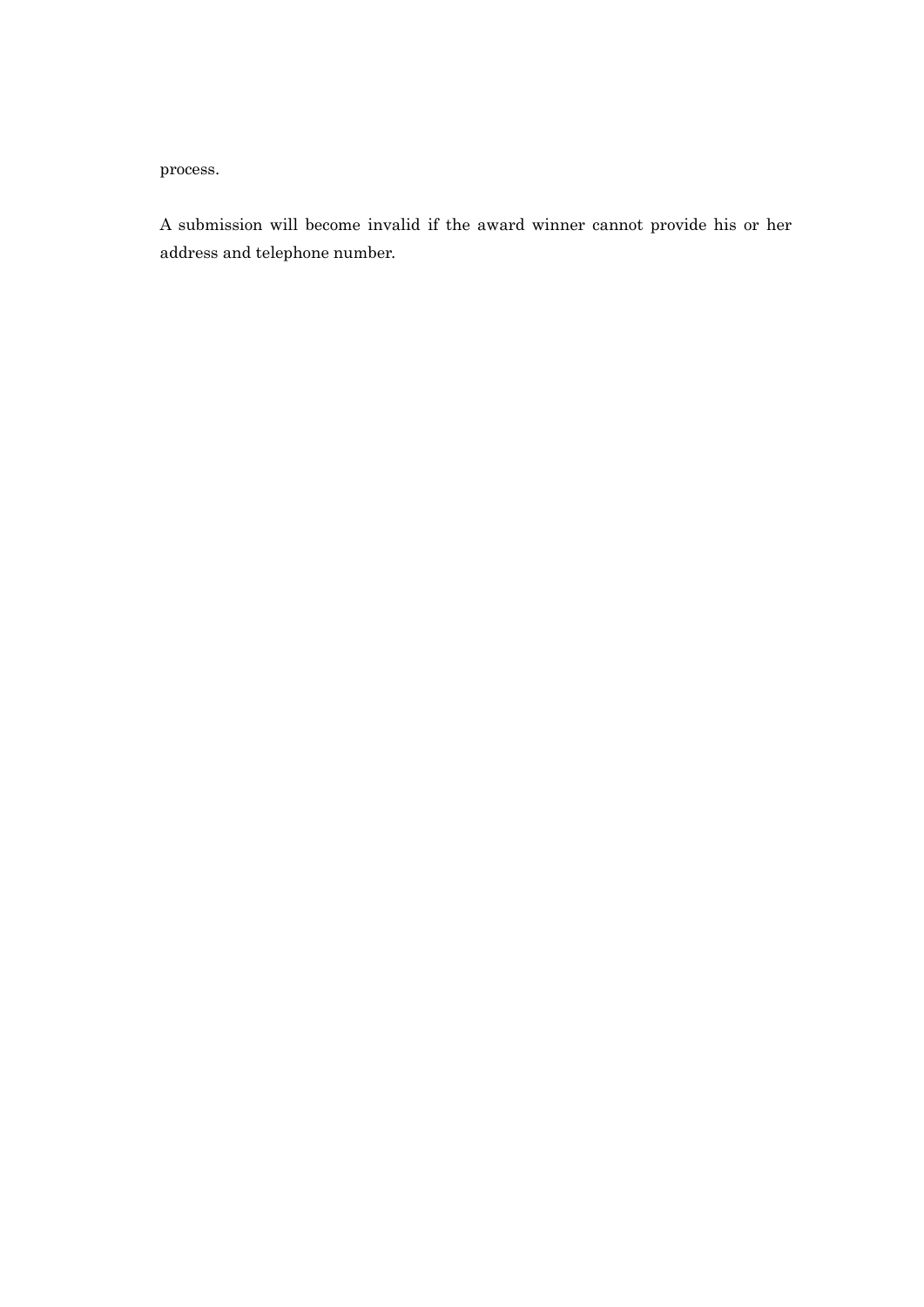process.

A submission will become invalid if the award winner cannot provide his or her address and telephone number.